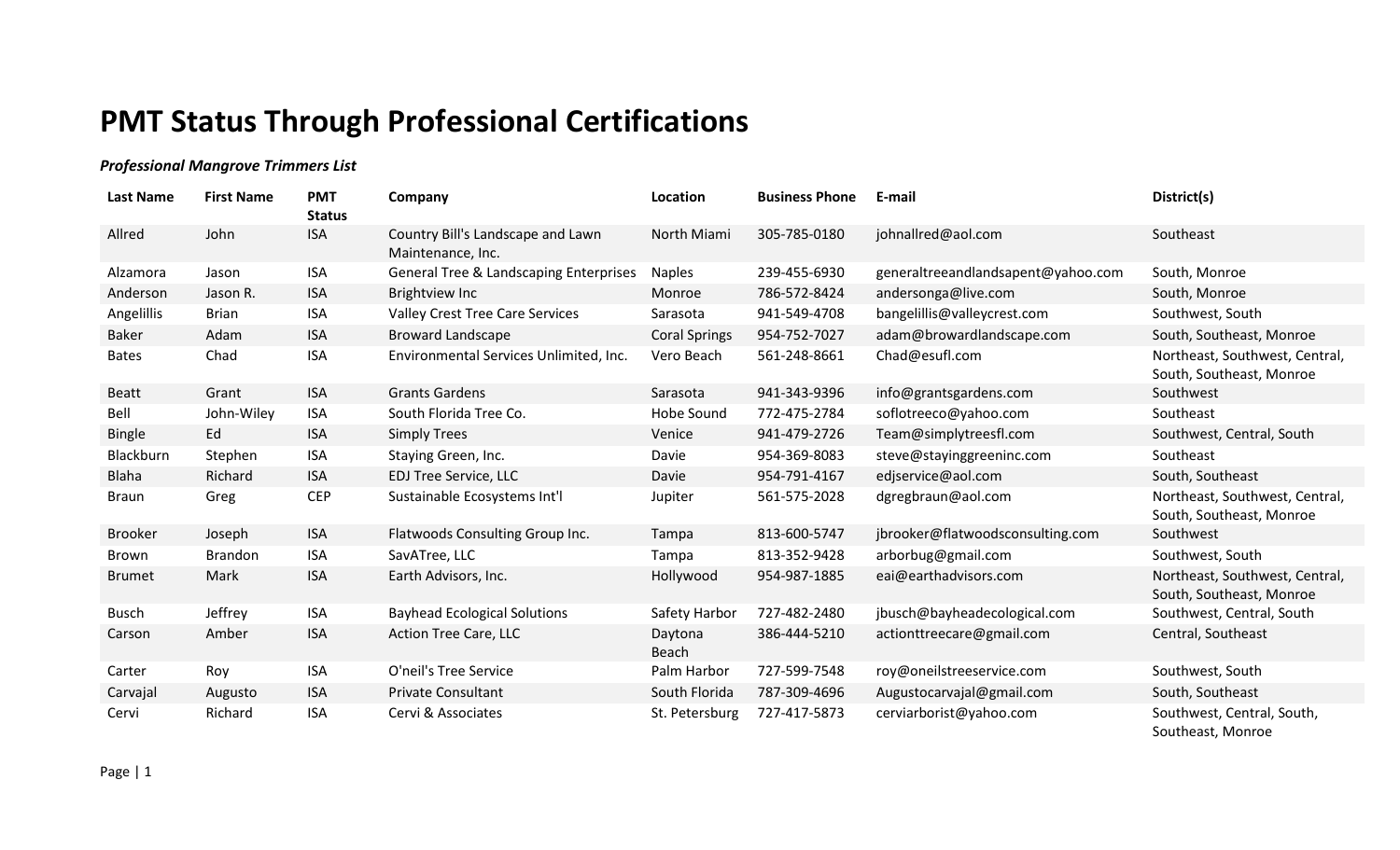# PMT Status Through Professional Certifications

***Professional Mangrove Trimmers List***

| Last Name | First Name | PMT Status | Company | Location | Business Phone | E-mail | District(s) |
|---|---|---|---|---|---|---|---|
| Allred | John | ISA | Country Bill's Landscape and Lawn Maintenance, Inc. | North Miami | 305-785-0180 | johnallred@aol.com | Southeast |
| Alzamora | Jason | ISA | General Tree & Landscaping Enterprises | Naples | 239-455-6930 | generaltreeandlandsapent@yahoo.com | South, Monroe |
| Anderson | Jason R. | ISA | Brightview Inc | Monroe | 786-572-8424 | andersonga@live.com | South, Monroe |
| Angelillis | Brian | ISA | Valley Crest Tree Care Services | Sarasota | 941-549-4708 | bangelillis@valleycrest.com | Southwest, South |
| Baker | Adam | ISA | Broward Landscape | Coral Springs | 954-752-7027 | adam@browardlandscape.com | South, Southeast, Monroe |
| Bates | Chad | ISA | Environmental Services Unlimited, Inc. | Vero Beach | 561-248-8661 | Chad@esufl.com | Northeast, Southwest, Central, South, Southeast, Monroe |
| Beatt | Grant | ISA | Grants Gardens | Sarasota | 941-343-9396 | info@grantsgardens.com | Southwest |
| Bell | John-Wiley | ISA | South Florida Tree Co. | Hobe Sound | 772-475-2784 | soflotreeco@yahoo.com | Southeast |
| Bingle | Ed | ISA | Simply Trees | Venice | 941-479-2726 | Team@simplytreesfl.com | Southwest, Central, South |
| Blackburn | Stephen | ISA | Staying Green, Inc. | Davie | 954-369-8083 | steve@stayinggreeninc.com | Southeast |
| Blaha | Richard | ISA | EDJ Tree Service, LLC | Davie | 954-791-4167 | edjservice@aol.com | South, Southeast |
| Braun | Greg | CEP | Sustainable Ecosystems Int'l | Jupiter | 561-575-2028 | dgregbraun@aol.com | Northeast, Southwest, Central, South, Southeast, Monroe |
| Brooker | Joseph | ISA | Flatwoods Consulting Group Inc. | Tampa | 813-600-5747 | jbrooker@flatwoodsconsulting.com | Southwest |
| Brown | Brandon | ISA | SavATree, LLC | Tampa | 813-352-9428 | arborbug@gmail.com | Southwest, South |
| Brumet | Mark | ISA | Earth Advisors, Inc. | Hollywood | 954-987-1885 | eai@earthadvisors.com | Northeast, Southwest, Central, South, Southeast, Monroe |
| Busch | Jeffrey | ISA | Bayhead Ecological Solutions | Safety Harbor | 727-482-2480 | jbusch@bayheadecological.com | Southwest, Central, South |
| Carson | Amber | ISA | Action Tree Care, LLC | Daytona Beach | 386-444-5210 | actionttreecare@gmail.com | Central, Southeast |
| Carter | Roy | ISA | O'neil's Tree Service | Palm Harbor | 727-599-7548 | roy@oneilstreeservice.com | Southwest, South |
| Carvajal | Augusto | ISA | Private Consultant | South Florida | 787-309-4696 | Augustocarvajal@gmail.com | South, Southeast |
| Cervi | Richard | ISA | Cervi & Associates | St. Petersburg | 727-417-5873 | cerviarborist@yahoo.com | Southwest, Central, South, Southeast, Monroe |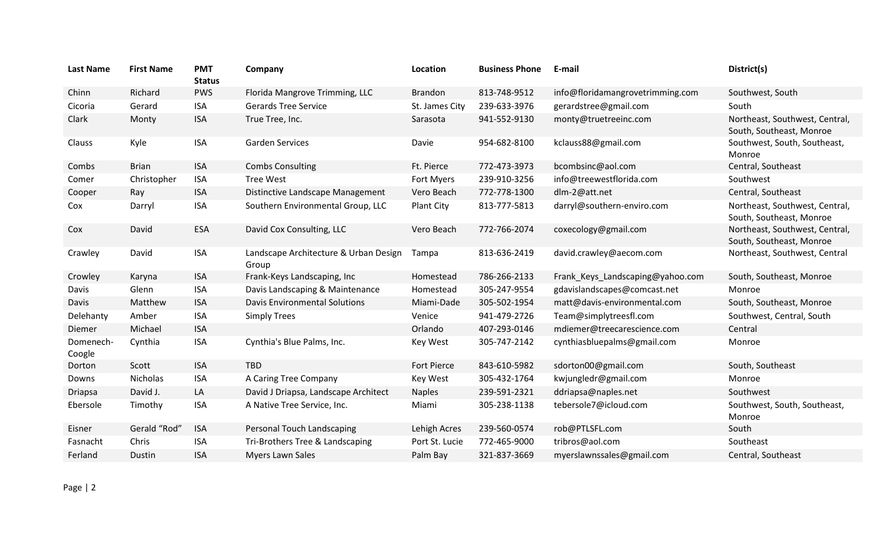| Last Name | First Name | PMT Status | Company | Location | Business Phone | E-mail | District(s) |
|---|---|---|---|---|---|---|---|
| Chinn | Richard | PWS | Florida Mangrove Trimming, LLC | Brandon | 813-748-9512 | info@floridamangrovetrimming.com | Southwest, South |
| Cicoria | Gerard | ISA | Gerards Tree Service | St. James City | 239-633-3976 | gerardstree@gmail.com | South |
| Clark | Monty | ISA | True Tree, Inc. | Sarasota | 941-552-9130 | monty@truetreeinc.com | Northeast, Southwest, Central, South, Southeast, Monroe |
| Clauss | Kyle | ISA | Garden Services | Davie | 954-682-8100 | kclauss88@gmail.com | Southwest, South, Southeast, Monroe |
| Combs | Brian | ISA | Combs Consulting | Ft. Pierce | 772-473-3973 | bcombsinc@aol.com | Central, Southeast |
| Comer | Christopher | ISA | Tree West | Fort Myers | 239-910-3256 | info@treewestflorida.com | Southwest |
| Cooper | Ray | ISA | Distinctive Landscape Management | Vero Beach | 772-778-1300 | dlm-2@att.net | Central, Southeast |
| Cox | Darryl | ISA | Southern Environmental Group, LLC | Plant City | 813-777-5813 | darryl@southern-enviro.com | Northeast, Southwest, Central, South, Southeast, Monroe |
| Cox | David | ESA | David Cox Consulting, LLC | Vero Beach | 772-766-2074 | coxecology@gmail.com | Northeast, Southwest, Central, South, Southeast, Monroe |
| Crawley | David | ISA | Landscape Architecture & Urban Design Group | Tampa | 813-636-2419 | david.crawley@aecom.com | Northeast, Southwest, Central |
| Crowley | Karyna | ISA | Frank-Keys Landscaping, Inc | Homestead | 786-266-2133 | Frank_Keys_Landscaping@yahoo.com | South, Southeast, Monroe |
| Davis | Glenn | ISA | Davis Landscaping & Maintenance | Homestead | 305-247-9554 | gdavislandscapes@comcast.net | Monroe |
| Davis | Matthew | ISA | Davis Environmental Solutions | Miami-Dade | 305-502-1954 | matt@davis-environmental.com | South, Southeast, Monroe |
| Delehanty | Amber | ISA | Simply Trees | Venice | 941-479-2726 | Team@simplytreesfl.com | Southwest, Central, South |
| Diemer | Michael | ISA | | Orlando | 407-293-0146 | mdiemer@treecarescience.com | Central |
| Domenech-Coogle | Cynthia | ISA | Cynthia's Blue Palms, Inc. | Key West | 305-747-2142 | cynthiasbluepalms@gmail.com | Monroe |
| Dorton | Scott | ISA | TBD | Fort Pierce | 843-610-5982 | sdorton00@gmail.com | South, Southeast |
| Downs | Nicholas | ISA | A Caring Tree Company | Key West | 305-432-1764 | kwjungledr@gmail.com | Monroe |
| Driapsa | David J. | LA | David J Driapsa, Landscape Architect | Naples | 239-591-2321 | ddriapsa@naples.net | Southwest |
| Ebersole | Timothy | ISA | A Native Tree Service, Inc. | Miami | 305-238-1138 | tebersole7@icloud.com | Southwest, South, Southeast, Monroe |
| Eisner | Gerald "Rod" | ISA | Personal Touch Landscaping | Lehigh Acres | 239-560-0574 | rob@PTLSFL.com | South |
| Fasnacht | Chris | ISA | Tri-Brothers Tree & Landscaping | Port St. Lucie | 772-465-9000 | tribros@aol.com | Southeast |
| Ferland | Dustin | ISA | Myers Lawn Sales | Palm Bay | 321-837-3669 | myerslawnssales@gmail.com | Central, Southeast |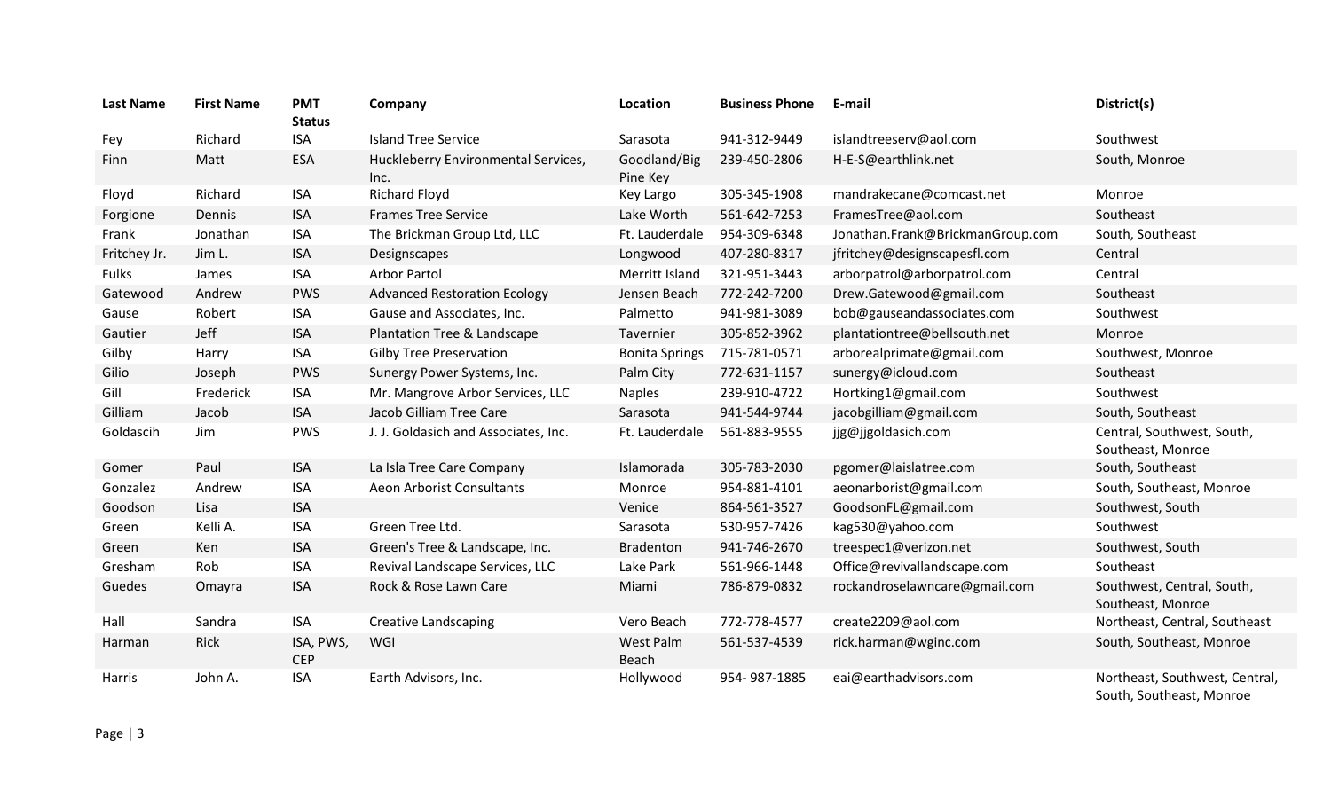| Last Name | First Name | PMT Status | Company | Location | Business Phone | E-mail | District(s) |
|---|---|---|---|---|---|---|---|
| Fey | Richard | ISA | Island Tree Service | Sarasota | 941-312-9449 | islandtreeserv@aol.com | Southwest |
| Finn | Matt | ESA | Huckleberry Environmental Services, Inc. | Goodland/Big Pine Key | 239-450-2806 | H-E-S@earthlink.net | South, Monroe |
| Floyd | Richard | ISA | Richard Floyd | Key Largo | 305-345-1908 | mandrakecane@comcast.net | Monroe |
| Forgione | Dennis | ISA | Frames Tree Service | Lake Worth | 561-642-7253 | FramesTree@aol.com | Southeast |
| Frank | Jonathan | ISA | The Brickman Group Ltd, LLC | Ft. Lauderdale | 954-309-6348 | Jonathan.Frank@BrickmanGroup.com | South, Southeast |
| Fritchey Jr. | Jim L. | ISA | Designscapes | Longwood | 407-280-8317 | jfritchey@designscapesfl.com | Central |
| Fulks | James | ISA | Arbor Partol | Merritt Island | 321-951-3443 | arborpatrol@arborpatrol.com | Central |
| Gatewood | Andrew | PWS | Advanced Restoration Ecology | Jensen Beach | 772-242-7200 | Drew.Gatewood@gmail.com | Southeast |
| Gause | Robert | ISA | Gause and Associates, Inc. | Palmetto | 941-981-3089 | bob@gauseandassociates.com | Southwest |
| Gautier | Jeff | ISA | Plantation Tree & Landscape | Tavernier | 305-852-3962 | plantationtree@bellsouth.net | Monroe |
| Gilby | Harry | ISA | Gilby Tree Preservation | Bonita Springs | 715-781-0571 | arborealprimate@gmail.com | Southwest, Monroe |
| Gilio | Joseph | PWS | Sunergy Power Systems, Inc. | Palm City | 772-631-1157 | sunergy@icloud.com | Southeast |
| Gill | Frederick | ISA | Mr. Mangrove Arbor Services, LLC | Naples | 239-910-4722 | Hortking1@gmail.com | Southwest |
| Gilliam | Jacob | ISA | Jacob Gilliam Tree Care | Sarasota | 941-544-9744 | jacobgilliam@gmail.com | South, Southeast |
| Goldascih | Jim | PWS | J. J. Goldasich and Associates, Inc. | Ft. Lauderdale | 561-883-9555 | jjg@jjgoldasich.com | Central, Southwest, South, Southeast, Monroe |
| Gomer | Paul | ISA | La Isla Tree Care Company | Islamorada | 305-783-2030 | pgomer@laislatree.com | South, Southeast |
| Gonzalez | Andrew | ISA | Aeon Arborist Consultants | Monroe | 954-881-4101 | aeonarborist@gmail.com | South, Southeast, Monroe |
| Goodson | Lisa | ISA | | Venice | 864-561-3527 | GoodsonFL@gmail.com | Southwest, South |
| Green | Kelli A. | ISA | Green Tree Ltd. | Sarasota | 530-957-7426 | kag530@yahoo.com | Southwest |
| Green | Ken | ISA | Green's Tree & Landscape, Inc. | Bradenton | 941-746-2670 | treespec1@verizon.net | Southwest, South |
| Gresham | Rob | ISA | Revival Landscape Services, LLC | Lake Park | 561-966-1448 | Office@revivallandscape.com | Southeast |
| Guedes | Omayra | ISA | Rock & Rose Lawn Care | Miami | 786-879-0832 | rockandroselawncare@gmail.com | Southwest, Central, South, Southeast, Monroe |
| Hall | Sandra | ISA | Creative Landscaping | Vero Beach | 772-778-4577 | create2209@aol.com | Northeast, Central, Southeast |
| Harman | Rick | ISA, PWS, CEP | WGI | West Palm Beach | 561-537-4539 | rick.harman@wginc.com | South, Southeast, Monroe |
| Harris | John A. | ISA | Earth Advisors, Inc. | Hollywood | 954- 987-1885 | eai@earthadvisors.com | Northeast, Southwest, Central, South, Southeast, Monroe |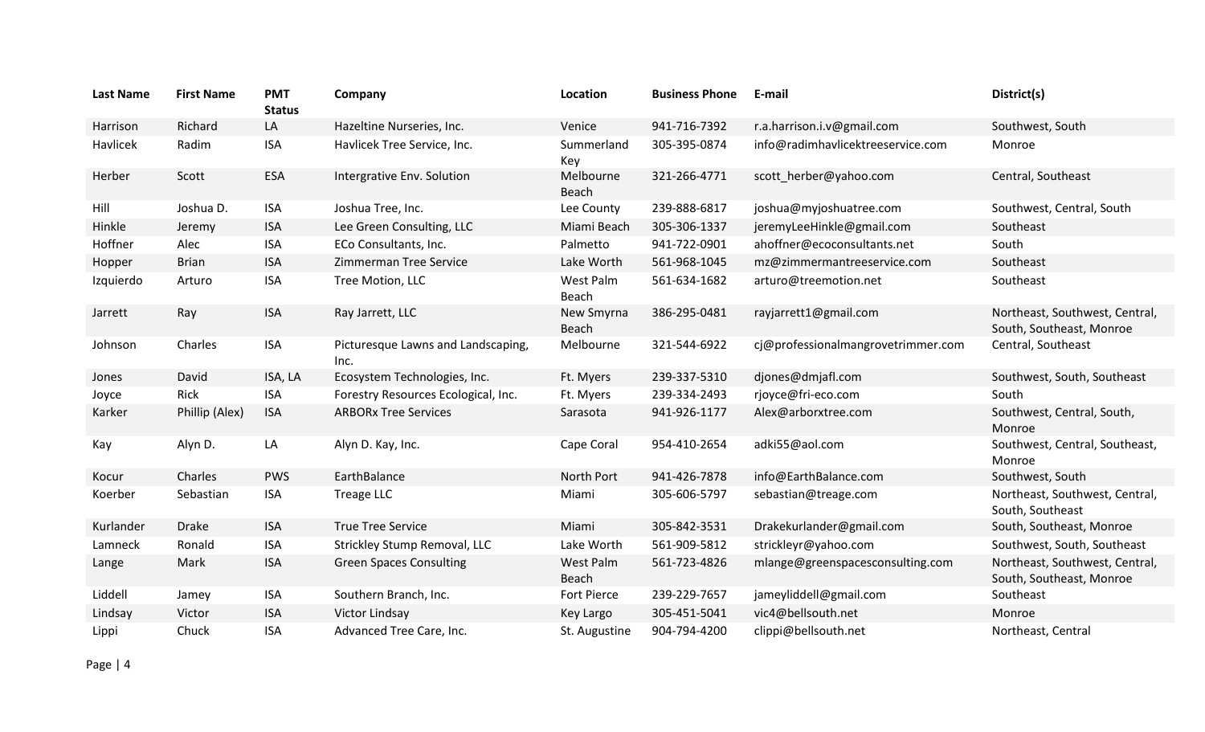| Last Name | First Name | PMT Status | Company | Location | Business Phone | E-mail | District(s) |
|---|---|---|---|---|---|---|---|
| Harrison | Richard | LA | Hazeltine Nurseries, Inc. | Venice | 941-716-7392 | r.a.harrison.i.v@gmail.com | Southwest, South |
| Havlicek | Radim | ISA | Havlicek Tree Service, Inc. | Summerland Key | 305-395-0874 | info@radimhavlicektreeservice.com | Monroe |
| Herber | Scott | ESA | Intergrative Env. Solution | Melbourne Beach | 321-266-4771 | scott_herber@yahoo.com | Central, Southeast |
| Hill | Joshua D. | ISA | Joshua Tree, Inc. | Lee County | 239-888-6817 | joshua@myjoshuatree.com | Southwest, Central, South |
| Hinkle | Jeremy | ISA | Lee Green Consulting, LLC | Miami Beach | 305-306-1337 | jeremyLeeHinkle@gmail.com | Southeast |
| Hoffner | Alec | ISA | ECo Consultants, Inc. | Palmetto | 941-722-0901 | ahoffner@ecoconsultants.net | South |
| Hopper | Brian | ISA | Zimmerman Tree Service | Lake Worth | 561-968-1045 | mz@zimmermantreeservice.com | Southeast |
| Izquierdo | Arturo | ISA | Tree Motion, LLC | West Palm Beach | 561-634-1682 | arturo@treemotion.net | Southeast |
| Jarrett | Ray | ISA | Ray Jarrett, LLC | New Smyrna Beach | 386-295-0481 | rayjarrett1@gmail.com | Northeast, Southwest, Central, South, Southeast, Monroe |
| Johnson | Charles | ISA | Picturesque Lawns and Landscaping, Inc. | Melbourne | 321-544-6922 | cj@professionalmangrovetrimmer.com | Central, Southeast |
| Jones | David | ISA, LA | Ecosystem Technologies, Inc. | Ft. Myers | 239-337-5310 | djones@dmjafl.com | Southwest, South, Southeast |
| Joyce | Rick | ISA | Forestry Resources Ecological, Inc. | Ft. Myers | 239-334-2493 | rjoyce@fri-eco.com | South |
| Karker | Phillip (Alex) | ISA | ARBORx Tree Services | Sarasota | 941-926-1177 | Alex@arborxtree.com | Southwest, Central, South, Monroe |
| Kay | Alyn D. | LA | Alyn D. Kay, Inc. | Cape Coral | 954-410-2654 | adki55@aol.com | Southwest, Central, Southeast, Monroe |
| Kocur | Charles | PWS | EarthBalance | North Port | 941-426-7878 | info@EarthBalance.com | Southwest, South |
| Koerber | Sebastian | ISA | Treage LLC | Miami | 305-606-5797 | sebastian@treage.com | Northeast, Southwest, Central, South, Southeast |
| Kurlander | Drake | ISA | True Tree Service | Miami | 305-842-3531 | Drakekurlander@gmail.com | South, Southeast, Monroe |
| Lamneck | Ronald | ISA | Strickley Stump Removal, LLC | Lake Worth | 561-909-5812 | strickleyr@yahoo.com | Southwest, South, Southeast |
| Lange | Mark | ISA | Green Spaces Consulting | West Palm Beach | 561-723-4826 | mlange@greenspacesconsulting.com | Northeast, Southwest, Central, South, Southeast, Monroe |
| Liddell | Jamey | ISA | Southern Branch, Inc. | Fort Pierce | 239-229-7657 | jameyliddell@gmail.com | Southeast |
| Lindsay | Victor | ISA | Victor Lindsay | Key Largo | 305-451-5041 | vic4@bellsouth.net | Monroe |
| Lippi | Chuck | ISA | Advanced Tree Care, Inc. | St. Augustine | 904-794-4200 | clippi@bellsouth.net | Northeast, Central |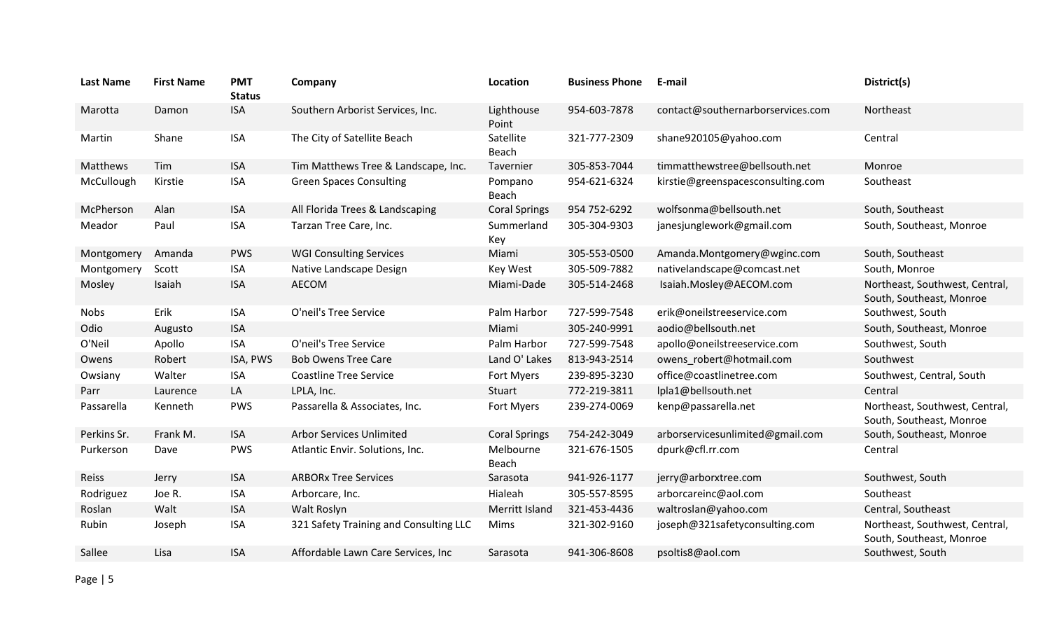| Last Name | First Name | PMT Status | Company | Location | Business Phone | E-mail | District(s) |
|---|---|---|---|---|---|---|---|
| Marotta | Damon | ISA | Southern Arborist Services, Inc. | Lighthouse Point | 954-603-7878 | contact@southernarborservices.com | Northeast |
| Martin | Shane | ISA | The City of Satellite Beach | Satellite Beach | 321-777-2309 | shane920105@yahoo.com | Central |
| Matthews | Tim | ISA | Tim Matthews Tree & Landscape, Inc. | Tavernier | 305-853-7044 | timmatthewstree@bellsouth.net | Monroe |
| McCullough | Kirstie | ISA | Green Spaces Consulting | Pompano Beach | 954-621-6324 | kirstie@greenspacesconsulting.com | Southeast |
| McPherson | Alan | ISA | All Florida Trees & Landscaping | Coral Springs | 954 752-6292 | wolfsonma@bellsouth.net | South, Southeast |
| Meador | Paul | ISA | Tarzan Tree Care, Inc. | Summerland Key | 305-304-9303 | janesjunglework@gmail.com | South, Southeast, Monroe |
| Montgomery | Amanda | PWS | WGI Consulting Services | Miami | 305-553-0500 | Amanda.Montgomery@wginc.com | South, Southeast |
| Montgomery | Scott | ISA | Native Landscape Design | Key West | 305-509-7882 | nativelandscape@comcast.net | South, Monroe |
| Mosley | Isaiah | ISA | AECOM | Miami-Dade | 305-514-2468 | Isaiah.Mosley@AECOM.com | Northeast, Southwest, Central, South, Southeast, Monroe |
| Nobs | Erik | ISA | O'neil's Tree Service | Palm Harbor | 727-599-7548 | erik@oneilstreeservice.com | Southwest, South |
| Odio | Augusto | ISA | | Miami | 305-240-9991 | aodio@bellsouth.net | South, Southeast, Monroe |
| O'Neil | Apollo | ISA | O'neil's Tree Service | Palm Harbor | 727-599-7548 | apollo@oneilstreeservice.com | Southwest, South |
| Owens | Robert | ISA, PWS | Bob Owens Tree Care | Land O' Lakes | 813-943-2514 | owens_robert@hotmail.com | Southwest |
| Owsiany | Walter | ISA | Coastline Tree Service | Fort Myers | 239-895-3230 | office@coastlinetree.com | Southwest, Central, South |
| Parr | Laurence | LA | LPLA, Inc. | Stuart | 772-219-3811 | lpla1@bellsouth.net | Central |
| Passarella | Kenneth | PWS | Passarella & Associates, Inc. | Fort Myers | 239-274-0069 | kenp@passarella.net | Northeast, Southwest, Central, South, Southeast, Monroe |
| Perkins Sr. | Frank M. | ISA | Arbor Services Unlimited | Coral Springs | 754-242-3049 | arborservicesunlimited@gmail.com | South, Southeast, Monroe |
| Purkerson | Dave | PWS | Atlantic Envir. Solutions, Inc. | Melbourne Beach | 321-676-1505 | dpurk@cfl.rr.com | Central |
| Reiss | Jerry | ISA | ARBORx Tree Services | Sarasota | 941-926-1177 | jerry@arborxtree.com | Southwest, South |
| Rodriguez | Joe R. | ISA | Arborcare, Inc. | Hialeah | 305-557-8595 | arborcareinc@aol.com | Southeast |
| Roslan | Walt | ISA | Walt Roslyn | Merritt Island | 321-453-4436 | waltroslan@yahoo.com | Central, Southeast |
| Rubin | Joseph | ISA | 321 Safety Training and Consulting LLC | Mims | 321-302-9160 | joseph@321safetyconsulting.com | Northeast, Southwest, Central, South, Southeast, Monroe |
| Sallee | Lisa | ISA | Affordable Lawn Care Services, Inc | Sarasota | 941-306-8608 | psoltis8@aol.com | Southwest, South |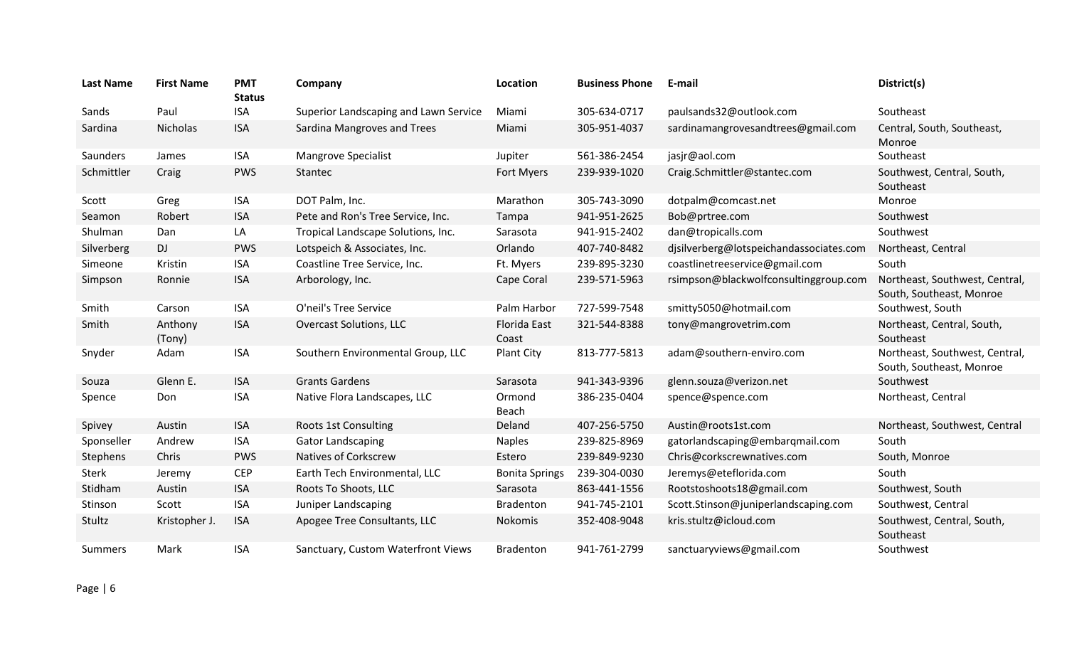| Last Name | First Name | PMT Status | Company | Location | Business Phone | E-mail | District(s) |
|---|---|---|---|---|---|---|---|
| Sands | Paul | ISA | Superior Landscaping and Lawn Service | Miami | 305-634-0717 | paulsands32@outlook.com | Southeast |
| Sardina | Nicholas | ISA | Sardina Mangroves and Trees | Miami | 305-951-4037 | sardinamangrovesandtrees@gmail.com | Central, South, Southeast, Monroe |
| Saunders | James | ISA | Mangrove Specialist | Jupiter | 561-386-2454 | jasjr@aol.com | Southeast |
| Schmittler | Craig | PWS | Stantec | Fort Myers | 239-939-1020 | Craig.Schmittler@stantec.com | Southwest, Central, South, Southeast |
| Scott | Greg | ISA | DOT Palm, Inc. | Marathon | 305-743-3090 | dotpalm@comcast.net | Monroe |
| Seamon | Robert | ISA | Pete and Ron's Tree Service, Inc. | Tampa | 941-951-2625 | Bob@prtree.com | Southwest |
| Shulman | Dan | LA | Tropical Landscape Solutions, Inc. | Sarasota | 941-915-2402 | dan@tropicalls.com | Southwest |
| Silverberg | DJ | PWS | Lotspeich & Associates, Inc. | Orlando | 407-740-8482 | djsilverberg@lotspeichandassociates.com | Northeast, Central |
| Simeone | Kristin | ISA | Coastline Tree Service, Inc. | Ft. Myers | 239-895-3230 | coastlinetreeservice@gmail.com | South |
| Simpson | Ronnie | ISA | Arborology, Inc. | Cape Coral | 239-571-5963 | rsimpson@blackwolfconsultinggroup.com | Northeast, Southwest, Central, South, Southeast, Monroe |
| Smith | Carson | ISA | O'neil's Tree Service | Palm Harbor | 727-599-7548 | smitty5050@hotmail.com | Southwest, South |
| Smith | Anthony (Tony) | ISA | Overcast Solutions, LLC | Florida East Coast | 321-544-8388 | tony@mangrovetrim.com | Northeast, Central, South, Southeast |
| Snyder | Adam | ISA | Southern Environmental Group, LLC | Plant City | 813-777-5813 | adam@southern-enviro.com | Northeast, Southwest, Central, South, Southeast, Monroe |
| Souza | Glenn E. | ISA | Grants Gardens | Sarasota | 941-343-9396 | glenn.souza@verizon.net | Southwest |
| Spence | Don | ISA | Native Flora Landscapes, LLC | Ormond Beach | 386-235-0404 | spence@spence.com | Northeast, Central |
| Spivey | Austin | ISA | Roots 1st Consulting | Deland | 407-256-5750 | Austin@roots1st.com | Northeast, Southwest, Central |
| Sponseller | Andrew | ISA | Gator Landscaping | Naples | 239-825-8969 | gatorlandscaping@embarqmail.com | South |
| Stephens | Chris | PWS | Natives of Corkscrew | Estero | 239-849-9230 | Chris@corkscrewnatives.com | South, Monroe |
| Sterk | Jeremy | CEP | Earth Tech Environmental, LLC | Bonita Springs | 239-304-0030 | Jeremys@eteflorida.com | South |
| Stidham | Austin | ISA | Roots To Shoots, LLC | Sarasota | 863-441-1556 | Rootstoshoots18@gmail.com | Southwest, South |
| Stinson | Scott | ISA | Juniper Landscaping | Bradenton | 941-745-2101 | Scott.Stinson@juniperlandscaping.com | Southwest, Central |
| Stultz | Kristopher J. | ISA | Apogee Tree Consultants, LLC | Nokomis | 352-408-9048 | kris.stultz@icloud.com | Southwest, Central, South, Southeast |
| Summers | Mark | ISA | Sanctuary, Custom Waterfront Views | Bradenton | 941-761-2799 | sanctuaryviews@gmail.com | Southwest |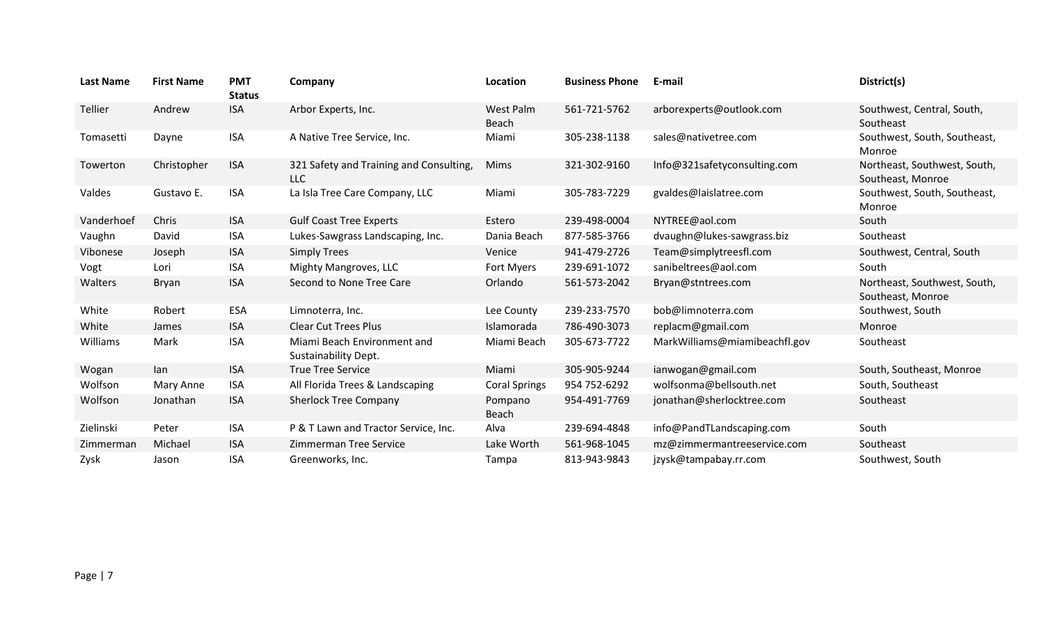| Last Name | First Name | PMT Status | Company | Location | Business Phone | E-mail | District(s) |
|---|---|---|---|---|---|---|---|
| Tellier | Andrew | ISA | Arbor Experts, Inc. | West Palm Beach | 561-721-5762 | arborexperts@outlook.com | Southwest, Central, South, Southeast |
| Tomasetti | Dayne | ISA | A Native Tree Service, Inc. | Miami | 305-238-1138 | sales@nativetree.com | Southwest, South, Southeast, Monroe |
| Towerton | Christopher | ISA | 321 Safety and Training and Consulting, LLC | Mims | 321-302-9160 | Info@321safetyconsulting.com | Northeast, Southwest, South, Southeast, Monroe |
| Valdes | Gustavo E. | ISA | La Isla Tree Care Company, LLC | Miami | 305-783-7229 | gvaldes@laislatree.com | Southwest, South, Southeast, Monroe |
| Vanderhoef | Chris | ISA | Gulf Coast Tree Experts | Estero | 239-498-0004 | NYTREE@aol.com | South |
| Vaughn | David | ISA | Lukes-Sawgrass Landscaping, Inc. | Dania Beach | 877-585-3766 | dvaughn@lukes-sawgrass.biz | Southeast |
| Vibonese | Joseph | ISA | Simply Trees | Venice | 941-479-2726 | Team@simplytreesfl.com | Southwest, Central, South |
| Vogt | Lori | ISA | Mighty Mangroves, LLC | Fort Myers | 239-691-1072 | sanibeltrees@aol.com | South |
| Walters | Bryan | ISA | Second to None Tree Care | Orlando | 561-573-2042 | Bryan@stntrees.com | Northeast, Southwest, South, Southeast, Monroe |
| White | Robert | ESA | Limnoterra, Inc. | Lee County | 239-233-7570 | bob@limnoterra.com | Southwest, South |
| White | James | ISA | Clear Cut Trees Plus | Islamorada | 786-490-3073 | replacm@gmail.com | Monroe |
| Williams | Mark | ISA | Miami Beach Environment and Sustainability Dept. | Miami Beach | 305-673-7722 | MarkWilliams@miamibeachfl.gov | Southeast |
| Wogan | Ian | ISA | True Tree Service | Miami | 305-905-9244 | ianwogan@gmail.com | South, Southeast, Monroe |
| Wolfson | Mary Anne | ISA | All Florida Trees & Landscaping | Coral Springs | 954 752-6292 | wolfsonma@bellsouth.net | South, Southeast |
| Wolfson | Jonathan | ISA | Sherlock Tree Company | Pompano Beach | 954-491-7769 | jonathan@sherlocktree.com | Southeast |
| Zielinski | Peter | ISA | P & T Lawn and Tractor Service, Inc. | Alva | 239-694-4848 | info@PandTLandscaping.com | South |
| Zimmerman | Michael | ISA | Zimmerman Tree Service | Lake Worth | 561-968-1045 | mz@zimmermantreeservice.com | Southeast |
| Zysk | Jason | ISA | Greenworks, Inc. | Tampa | 813-943-9843 | jzysk@tampabay.rr.com | Southwest, South |